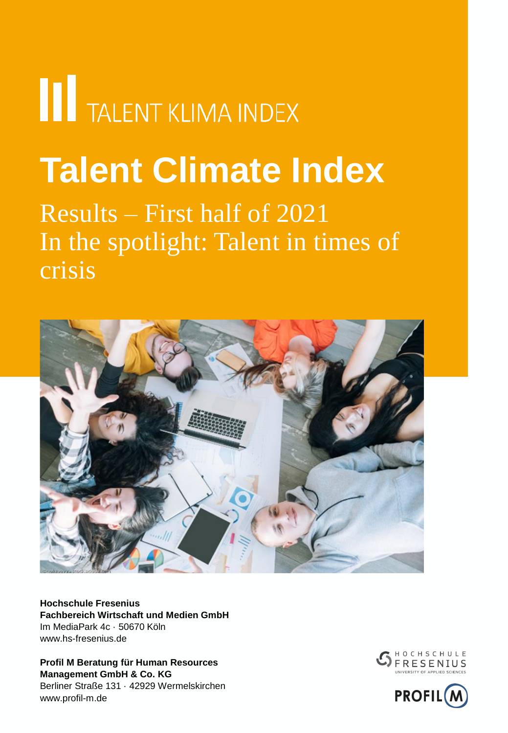TALENT KLIMA INDEX

# Talent Climate Index

## Results – First half of 2021
## In the spotlight: Talent in times of crisis

**Hochschule Fresenius**
**Fachbereich Wirtschaft und Medien GmbH**
Im MediaPark 4c · 50670 Köln
www.hs-fresenius.de

**Profil M Beratung für Human Resources**
**Management GmbH & Co. KG**
Berliner Straße 131 · 42929 Wermelskirchen
www.profil-m.de

HOCHSCHULE FRESENIUS
UNIVERSITY OF APPLIED SCIENCES

PROFIL M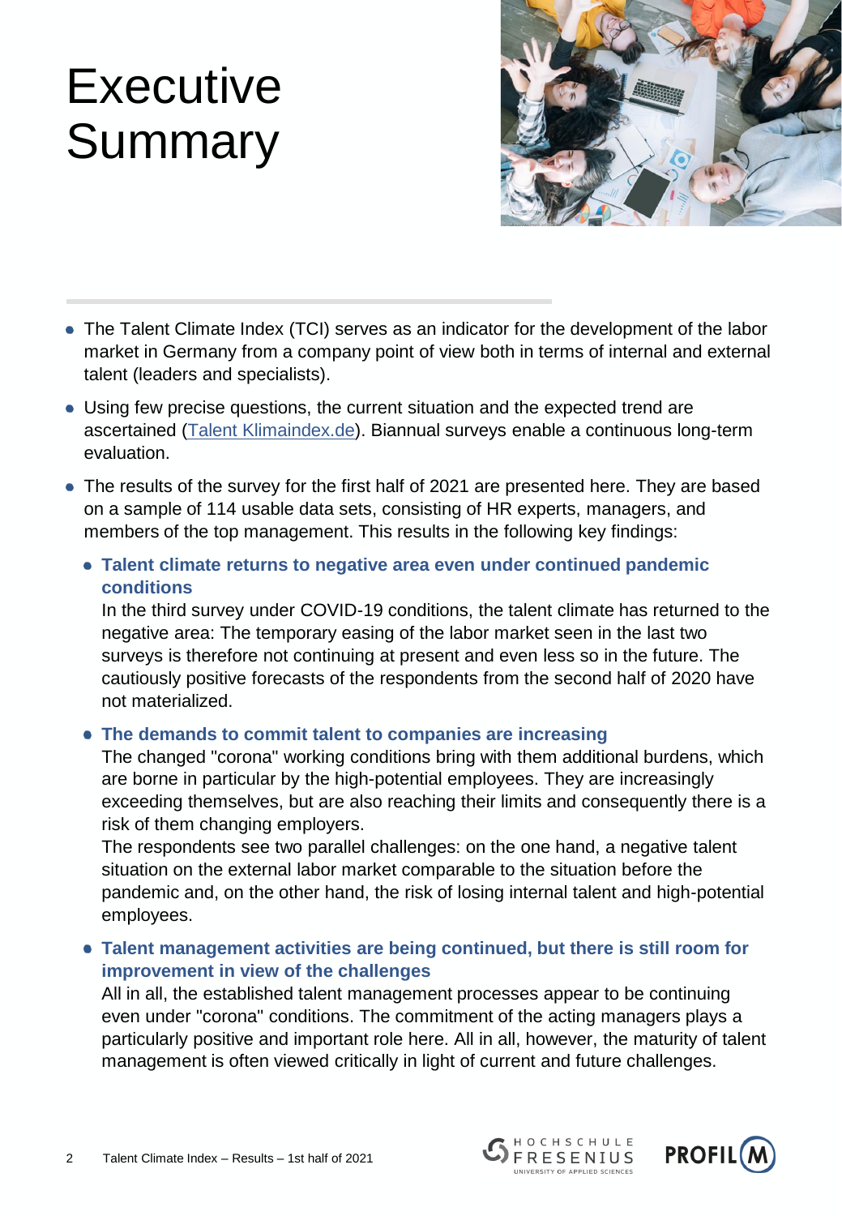# Executive Summary

- The Talent Climate Index (TCI) serves as an indicator for the development of the labor market in Germany from a company point of view both in terms of internal and external talent (leaders and specialists).
- Using few precise questions, the current situation and the expected trend are ascertained (Talent Klimaindex.de). Biannual surveys enable a continuous long-term evaluation.
- The results of the survey for the first half of 2021 are presented here. They are based on a sample of 114 usable data sets, consisting of HR experts, managers, and members of the top management. This results in the following key findings:
  - **Talent climate returns to negative area even under continued pandemic conditions**
    In the third survey under COVID-19 conditions, the talent climate has returned to the negative area: The temporary easing of the labor market seen in the last two surveys is therefore not continuing at present and even less so in the future. The cautiously positive forecasts of the respondents from the second half of 2020 have not materialized.
  - **The demands to commit talent to companies are increasing**
    The changed "corona" working conditions bring with them additional burdens, which are borne in particular by the high-potential employees. They are increasingly exceeding themselves, but are also reaching their limits and consequently there is a risk of them changing employers.
    The respondents see two parallel challenges: on the one hand, a negative talent situation on the external labor market comparable to the situation before the pandemic and, on the other hand, the risk of losing internal talent and high-potential employees.
  - **Talent management activities are being continued, but there is still room for improvement in view of the challenges**
    All in all, the established talent management processes appear to be continuing even under "corona" conditions. The commitment of the acting managers plays a particularly positive and important role here. All in all, however, the maturity of talent management is often viewed critically in light of current and future challenges.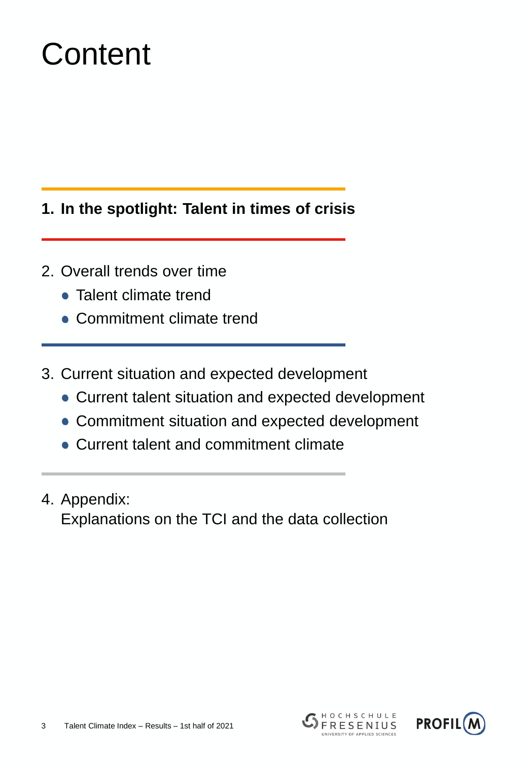# Content

1. **In the spotlight: Talent in times of crisis**

2. Overall trends over time
   - Talent climate trend
   - Commitment climate trend

3. Current situation and expected development
   - Current talent situation and expected development
   - Commitment situation and expected development
   - Current talent and commitment climate

4. Appendix:
   Explanations on the TCI and the data collection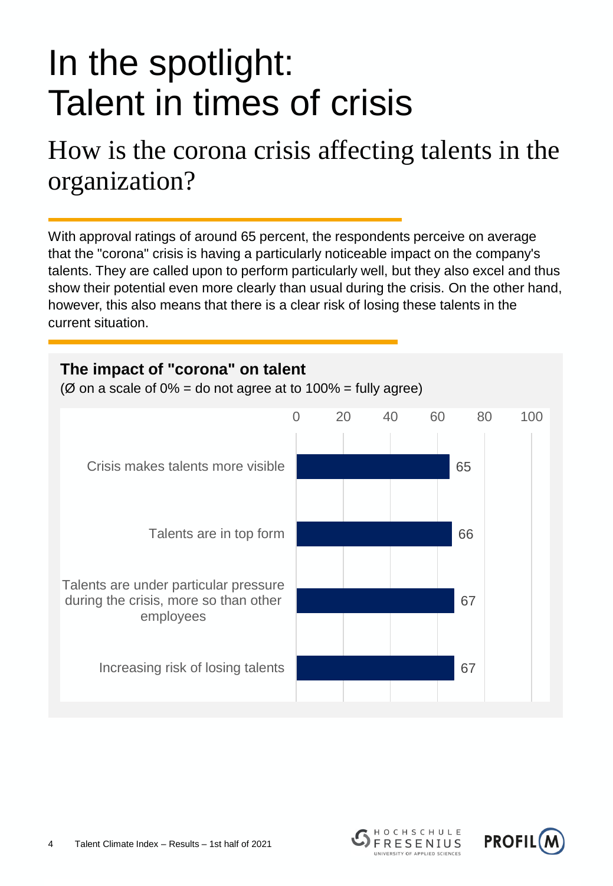# In the spotlight: Talent in times of crisis

## How is the corona crisis affecting talents in the organization?

With approval ratings of around 65 percent, the respondents perceive on average that the "corona" crisis is having a particularly noticeable impact on the company's talents. They are called upon to perform particularly well, but they also excel and thus show their potential even more clearly than usual during the crisis. On the other hand, however, this also means that there is a clear risk of losing these talents in the current situation.

### The impact of "corona" on talent

(Ø on a scale of 0% = do not agree at to 100% = fully agree)

| Statement | Value |
|---|---|
| Crisis makes talents more visible | 65 |
| Talents are in top form | 66 |
| Talents are under particular pressure during the crisis, more so than other employees | 67 |
| Increasing risk of losing talents | 67 |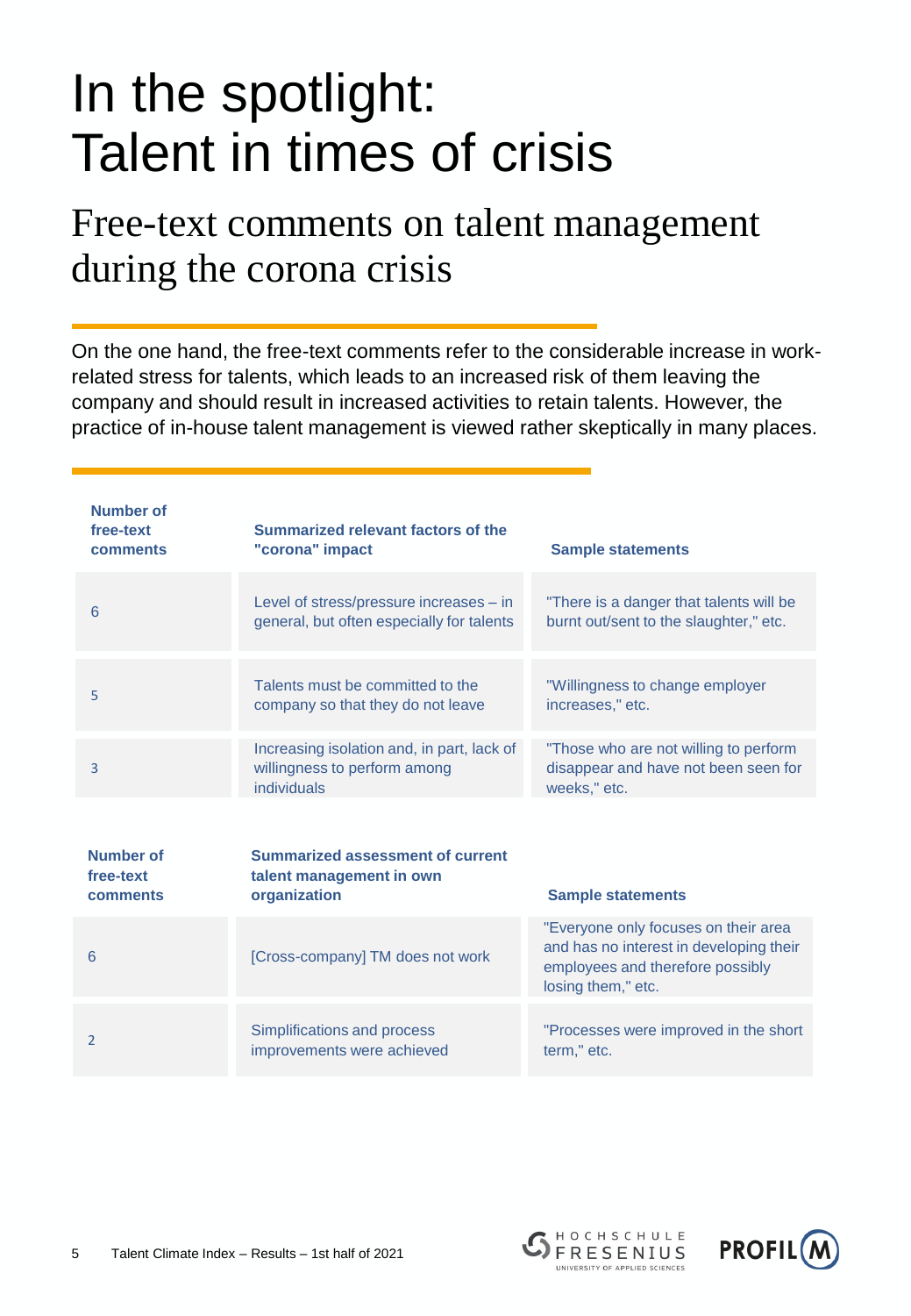# In the spotlight: Talent in times of crisis

## Free-text comments on talent management during the corona crisis

On the one hand, the free-text comments refer to the considerable increase in work-related stress for talents, which leads to an increased risk of them leaving the company and should result in increased activities to retain talents. However, the practice of in-house talent management is viewed rather skeptically in many places.

| Number of free-text comments | Summarized relevant factors of the "corona" impact | Sample statements |
|---|---|---|
| 6 | Level of stress/pressure increases – in general, but often especially for talents | "There is a danger that talents will be burnt out/sent to the slaughter," etc. |
| 5 | Talents must be committed to the company so that they do not leave | "Willingness to change employer increases," etc. |
| 3 | Increasing isolation and, in part, lack of willingness to perform among individuals | "Those who are not willing to perform disappear and have not been seen for weeks," etc. |

| Number of free-text comments | Summarized assessment of current talent management in own organization | Sample statements |
|---|---|---|
| 6 | [Cross-company] TM does not work | "Everyone only focuses on their area and has no interest in developing their employees and therefore possibly losing them," etc. |
| 2 | Simplifications and process improvements were achieved | "Processes were improved in the short term," etc. |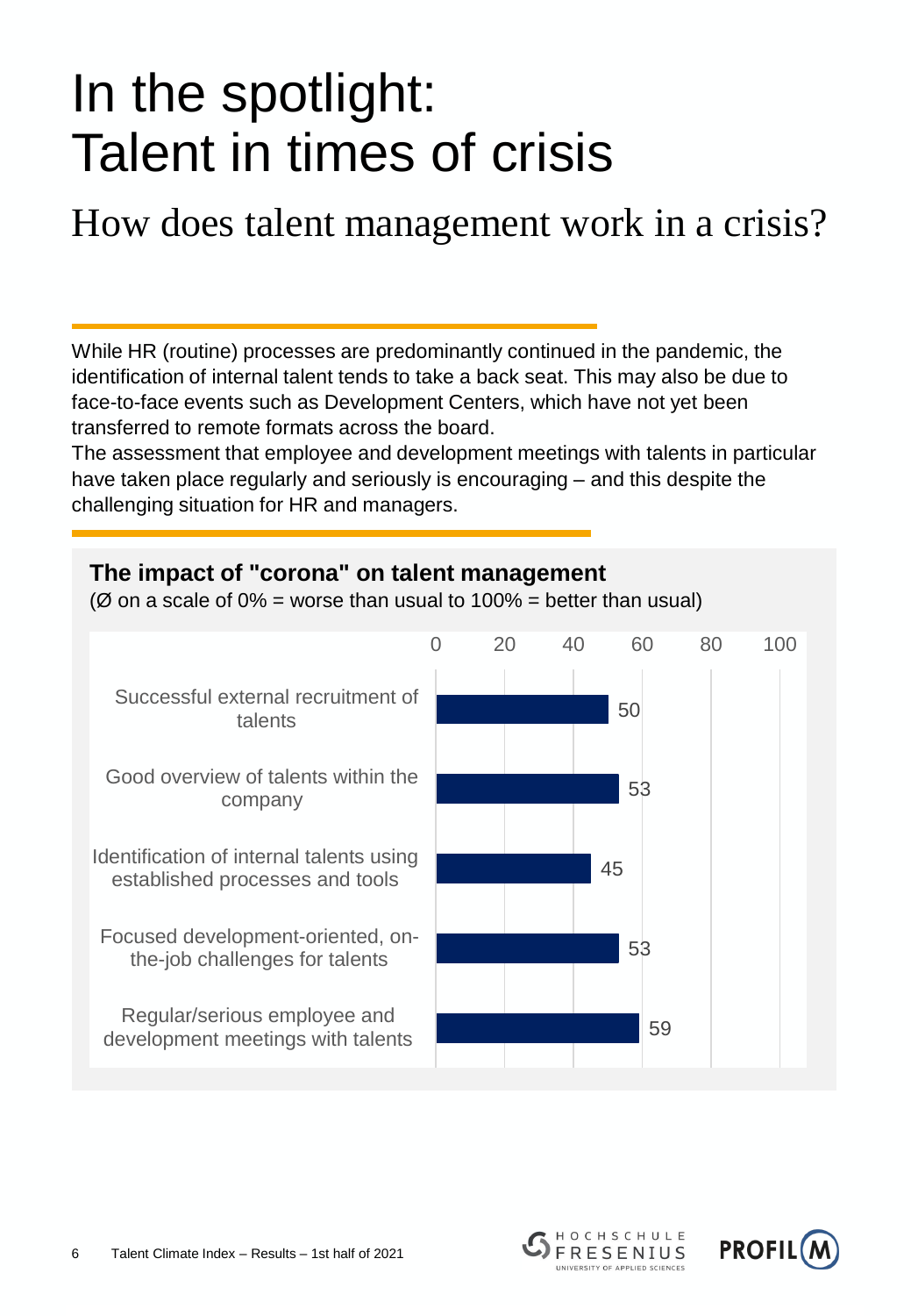# In the spotlight: Talent in times of crisis

## How does talent management work in a crisis?

While HR (routine) processes are predominantly continued in the pandemic, the identification of internal talent tends to take a back seat. This may also be due to face-to-face events such as Development Centers, which have not yet been transferred to remote formats across the board.

The assessment that employee and development meetings with talents in particular have taken place regularly and seriously is encouraging – and this despite the challenging situation for HR and managers.

**The impact of "corona" on talent management**

(Ø on a scale of 0% = worse than usual to 100% = better than usual)

| Item | Value |
|---|---|
| Successful external recruitment of talents | 50 |
| Good overview of talents within the company | 53 |
| Identification of internal talents using established processes and tools | 45 |
| Focused development-oriented, on-the-job challenges for talents | 53 |
| Regular/serious employee and development meetings with talents | 59 |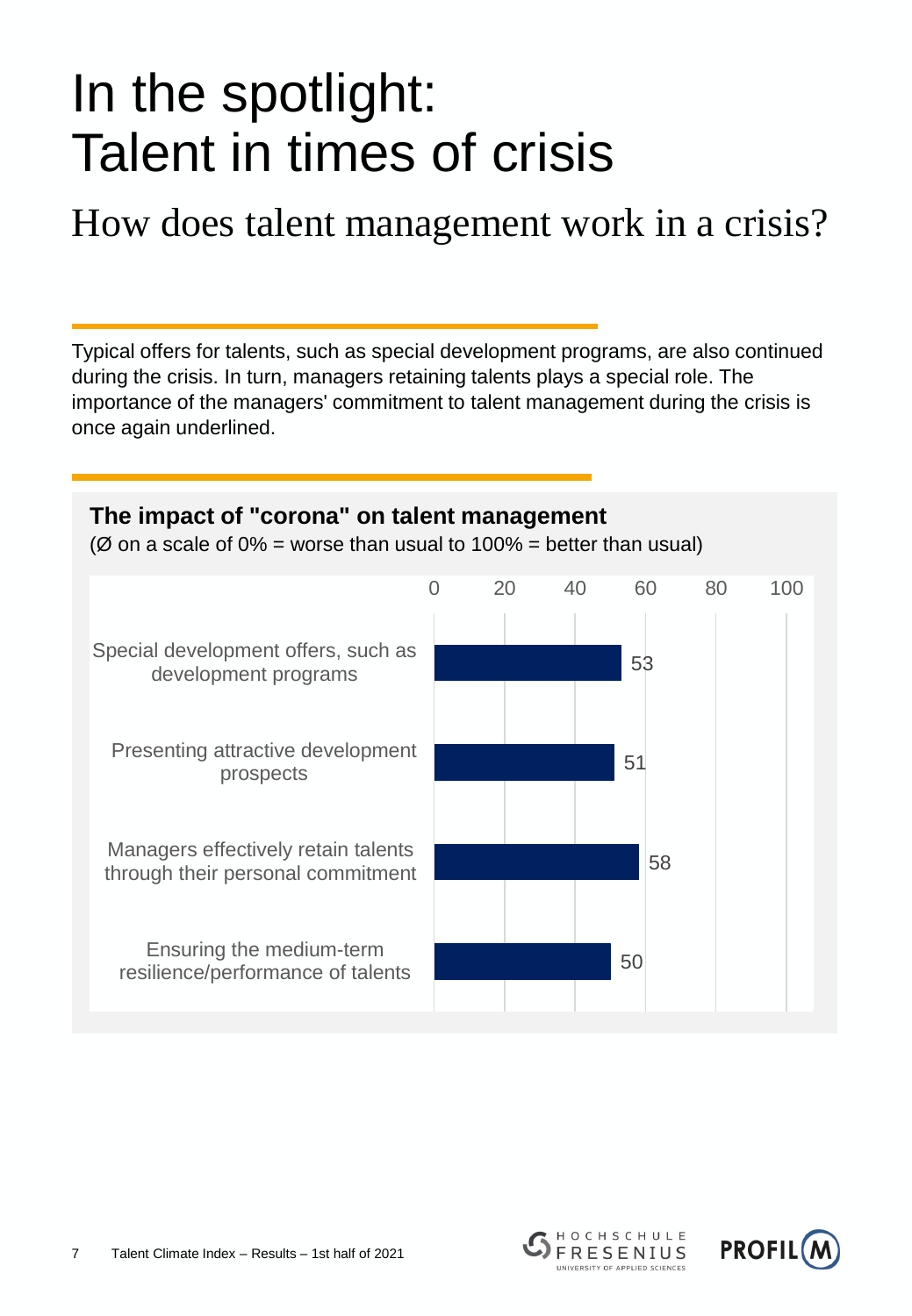# In the spotlight: Talent in times of crisis

## How does talent management work in a crisis?

Typical offers for talents, such as special development programs, are also continued during the crisis. In turn, managers retaining talents plays a special role. The importance of the managers' commitment to talent management during the crisis is once again underlined.

### The impact of "corona" on talent management

(Ø on a scale of 0% = worse than usual to 100% = better than usual)

| Item | Value |
| --- | --- |
| Special development offers, such as development programs | 53 |
| Presenting attractive development prospects | 51 |
| Managers effectively retain talents through their personal commitment | 58 |
| Ensuring the medium-term resilience/performance of talents | 50 |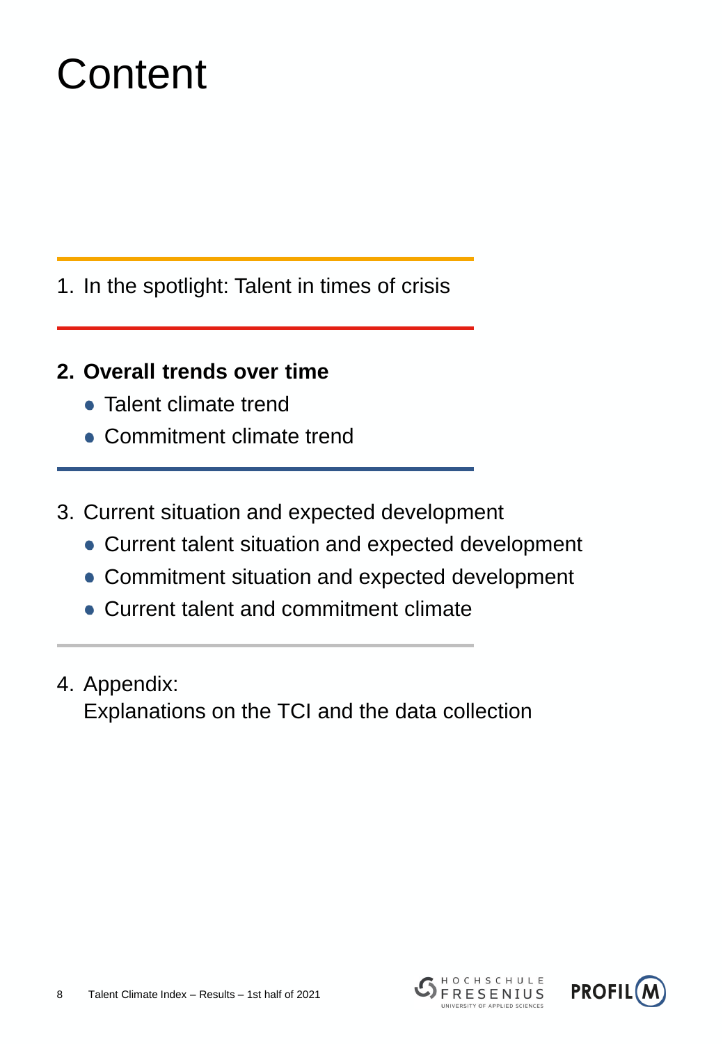# Content

1. In the spotlight: Talent in times of crisis

2. **Overall trends over time**
   - Talent climate trend
   - Commitment climate trend

3. Current situation and expected development
   - Current talent situation and expected development
   - Commitment situation and expected development
   - Current talent and commitment climate

4. Appendix:
   Explanations on the TCI and the data collection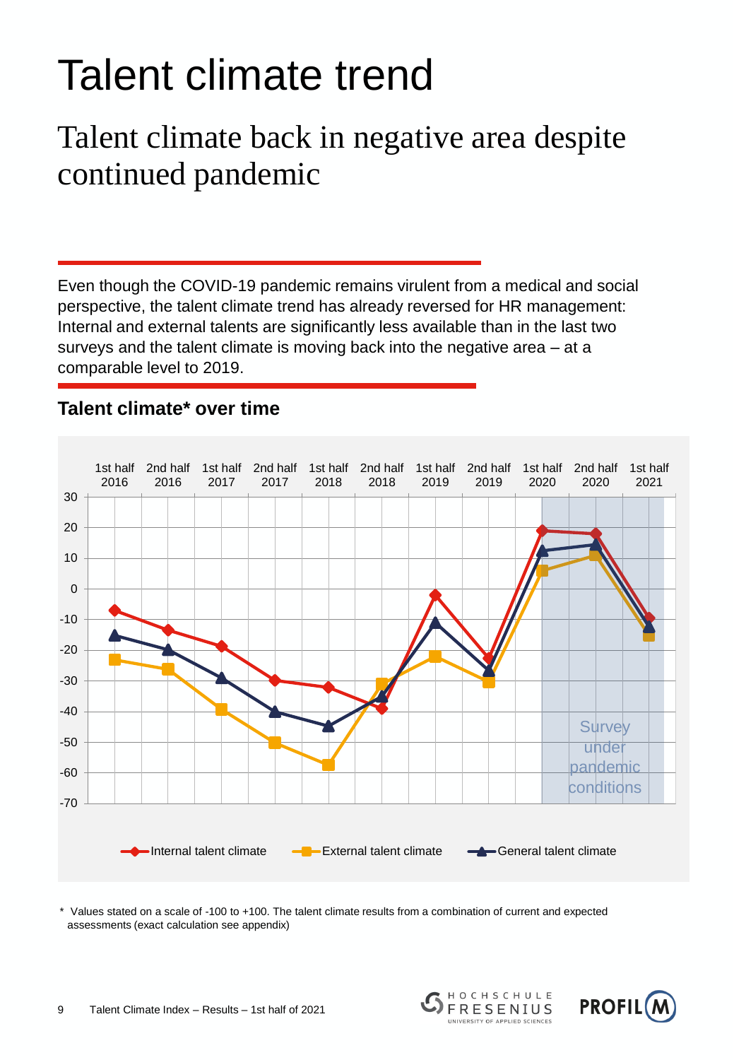# Talent climate trend

## Talent climate back in negative area despite continued pandemic

Even though the COVID-19 pandemic remains virulent from a medical and social perspective, the talent climate trend has already reversed for HR management: Internal and external talents are significantly less available than in the last two surveys and the talent climate is moving back into the negative area – at a comparable level to 2019.

### Talent climate* over time

* Values stated on a scale of -100 to +100. The talent climate results from a combination of current and expected assessments (exact calculation see appendix)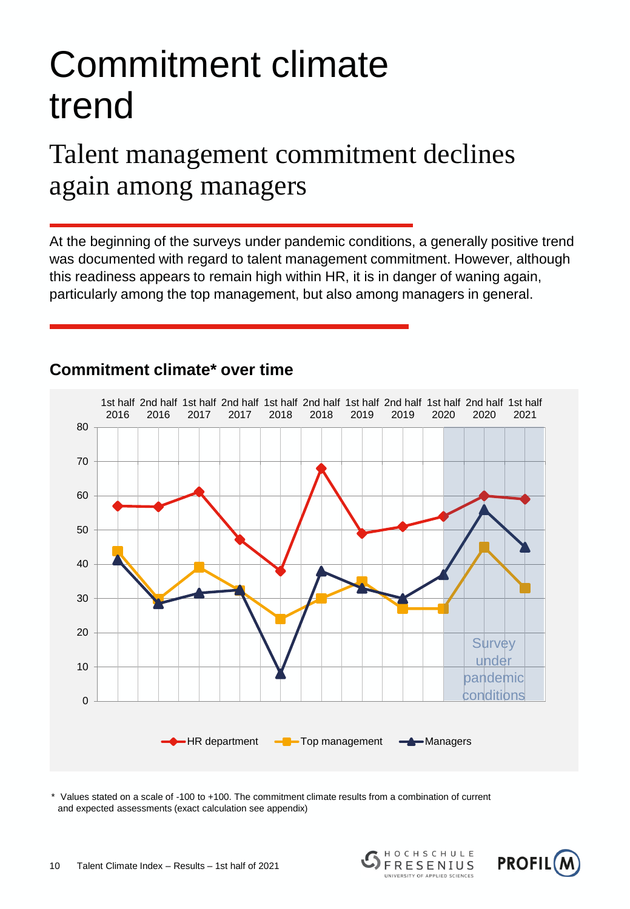# Commitment climate trend

## Talent management commitment declines again among managers

At the beginning of the surveys under pandemic conditions, a generally positive trend was documented with regard to talent management commitment. However, although this readiness appears to remain high within HR, it is in danger of waning again, particularly among the top management, but also among managers in general.

### Commitment climate* over time

| | 1st half 2016 | 2nd half 2016 | 1st half 2017 | 2nd half 2017 | 1st half 2018 | 2nd half 2018 | 1st half 2019 | 2nd half 2019 | 1st half 2020 | 2nd half 2020 | 1st half 2021 |
|---|---|---|---|---|---|---|---|---|---|---|---|
| HR department | 57 | 57 | 61 | 47 | 38 | 68 | 49 | 51 | 54 | 60 | 59 |
| Top management | 44 | 30 | 39 | 32 | 24 | 30 | 35 | 27 | 27 | 45 | 33 |
| Managers | 41 | 28 | 31 | 32 | 8 | 38 | 33 | 30 | 37 | 56 | 45 |

Survey under pandemic conditions (1st half 2020 – 1st half 2021)

\* Values stated on a scale of -100 to +100. The commitment climate results from a combination of current and expected assessments (exact calculation see appendix)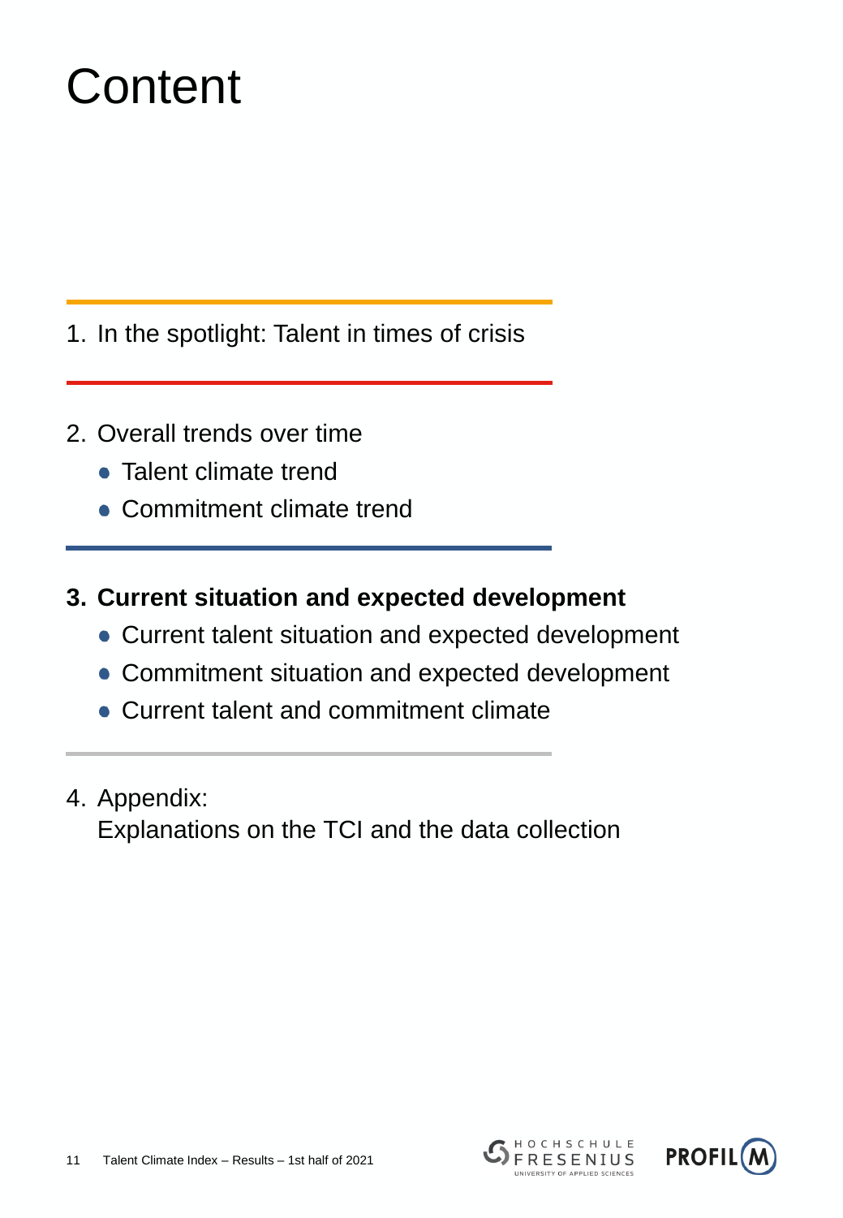# Content

1. In the spotlight: Talent in times of crisis

2. Overall trends over time
   - Talent climate trend
   - Commitment climate trend

3. **Current situation and expected development**
   - Current talent situation and expected development
   - Commitment situation and expected development
   - Current talent and commitment climate

4. Appendix:
   Explanations on the TCI and the data collection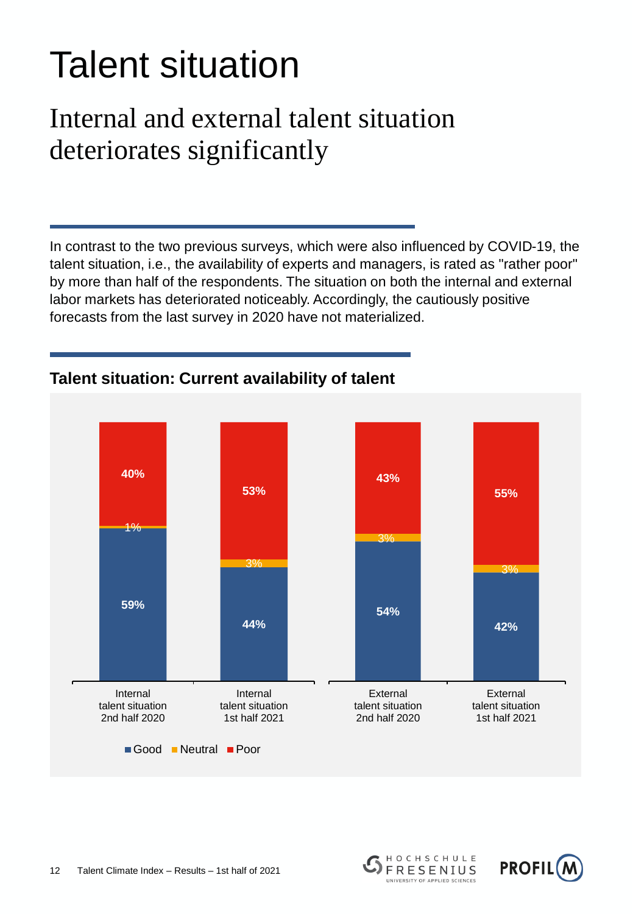# Talent situation

## Internal and external talent situation deteriorates significantly

In contrast to the two previous surveys, which were also influenced by COVID-19, the talent situation, i.e., the availability of experts and managers, is rated as "rather poor" by more than half of the respondents. The situation on both the internal and external labor markets has deteriorated noticeably. Accordingly, the cautiously positive forecasts from the last survey in 2020 have not materialized.

### Talent situation: Current availability of talent

| | Good | Neutral | Poor |
|---|---|---|---|
| Internal talent situation 2nd half 2020 | 59% | 1% | 40% |
| Internal talent situation 1st half 2021 | 44% | 3% | 53% |
| External talent situation 2nd half 2020 | 54% | 3% | 43% |
| External talent situation 1st half 2021 | 42% | 3% | 55% |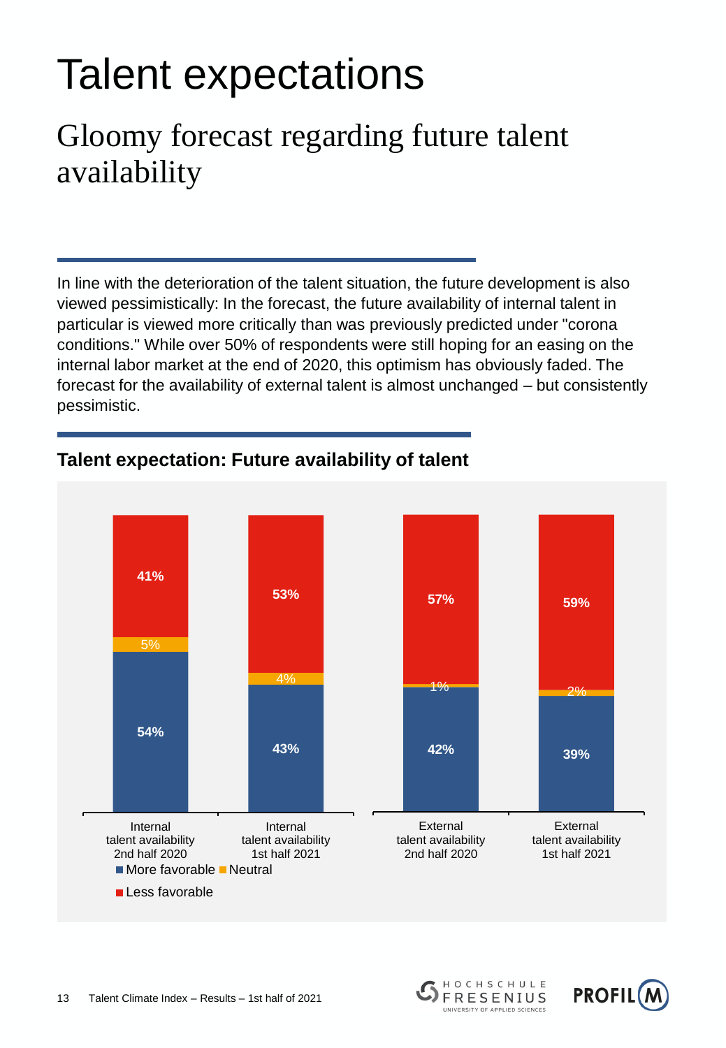# Talent expectations

## Gloomy forecast regarding future talent availability

In line with the deterioration of the talent situation, the future development is also viewed pessimistically: In the forecast, the future availability of internal talent in particular is viewed more critically than was previously predicted under "corona conditions." While over 50% of respondents were still hoping for an easing on the internal labor market at the end of 2020, this optimism has obviously faded. The forecast for the availability of external talent is almost unchanged – but consistently pessimistic.

### Talent expectation: Future availability of talent

| | More favorable | Neutral | Less favorable |
|---|---|---|---|
| Internal talent availability 2nd half 2020 | 54% | 5% | 41% |
| Internal talent availability 1st half 2021 | 43% | 4% | 53% |
| External talent availability 2nd half 2020 | 42% | 1% | 57% |
| External talent availability 1st half 2021 | 39% | 2% | 59% |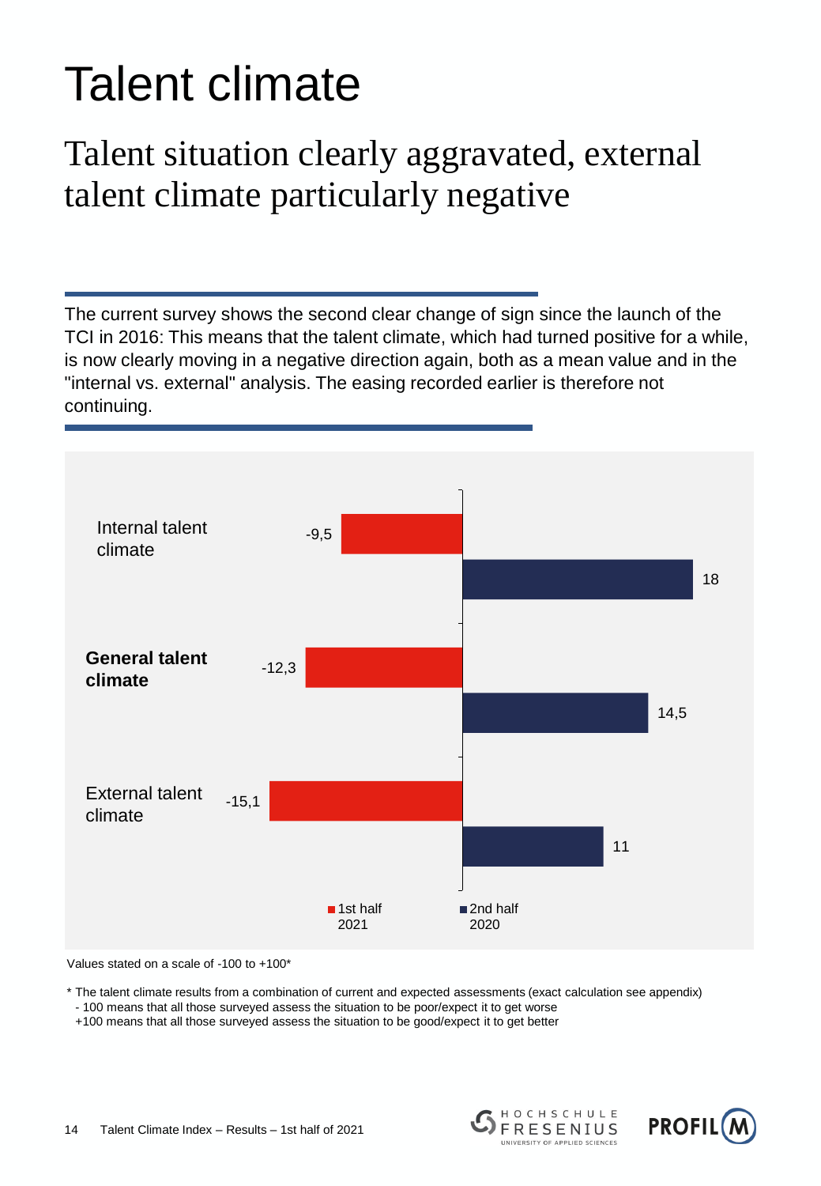# Talent climate

## Talent situation clearly aggravated, external talent climate particularly negative

The current survey shows the second clear change of sign since the launch of the TCI in 2016: This means that the talent climate, which had turned positive for a while, is now clearly moving in a negative direction again, both as a mean value and in the "internal vs. external" analysis. The easing recorded earlier is therefore not continuing.

| | 1st half 2021 | 2nd half 2020 |
|---|---|---|
| Internal talent climate | -9,5 | 18 |
| **General talent climate** | -12,3 | 14,5 |
| External talent climate | -15,1 | 11 |

Values stated on a scale of -100 to +100*

\* The talent climate results from a combination of current and expected assessments (exact calculation see appendix)
- 100 means that all those surveyed assess the situation to be poor/expect it to get worse
+100 means that all those surveyed assess the situation to be good/expect it to get better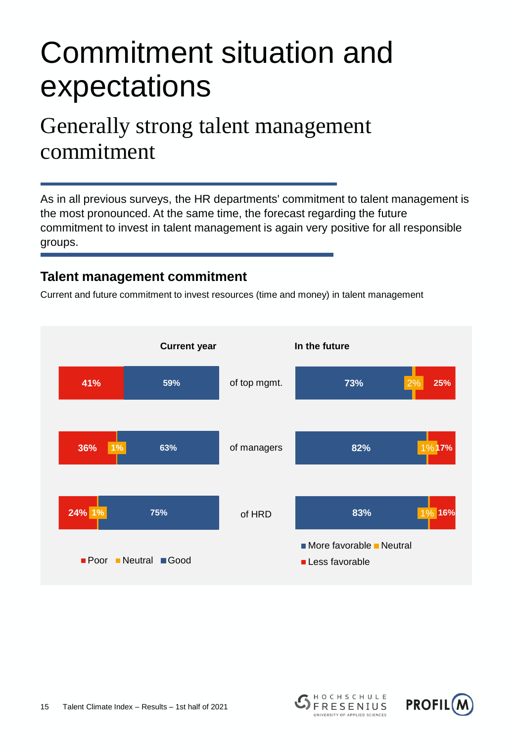# Commitment situation and expectations

## Generally strong talent management commitment

As in all previous surveys, the HR departments' commitment to talent management is the most pronounced. At the same time, the forecast regarding the future commitment to invest in talent management is again very positive for all responsible groups.

### Talent management commitment

Current and future commitment to invest resources (time and money) in talent management

| | Current year: Poor | Current year: Neutral | Current year: Good | In the future: More favorable | In the future: Neutral | In the future: Less favorable |
|---|---|---|---|---|---|---|
| of top mgmt. | 41% | | 59% | 73% | 2% | 25% |
| of managers | 36% | 1% | 63% | 82% | 1% | 17% |
| of HRD | 24% | 1% | 75% | 83% | 1% | 16% |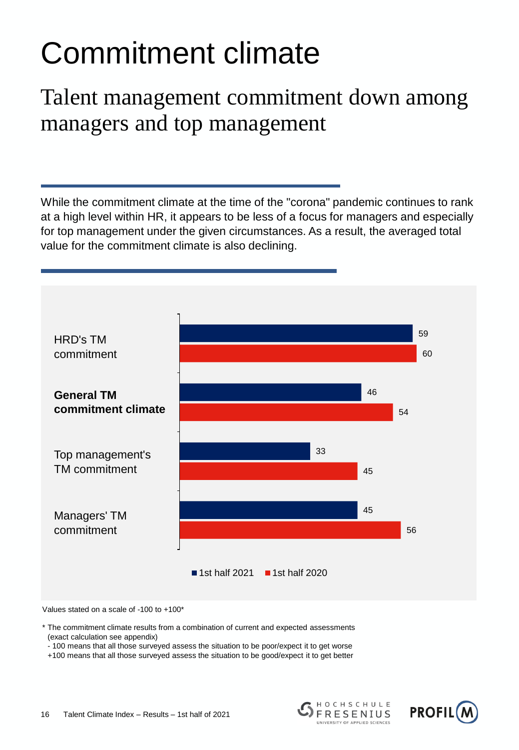# Commitment climate

## Talent management commitment down among managers and top management

While the commitment climate at the time of the "corona" pandemic continues to rank at a high level within HR, it appears to be less of a focus for managers and especially for top management under the given circumstances. As a result, the averaged total value for the commitment climate is also declining.

| | 1st half 2021 | 1st half 2020 |
|---|---|---|
| HRD's TM commitment | 59 | 60 |
| **General TM commitment climate** | 46 | 54 |
| Top management's TM commitment | 33 | 45 |
| Managers' TM commitment | 45 | 56 |

Values stated on a scale of -100 to +100*

\* The commitment climate results from a combination of current and expected assessments (exact calculation see appendix)
- 100 means that all those surveyed assess the situation to be poor/expect it to get worse
+100 means that all those surveyed assess the situation to be good/expect it to get better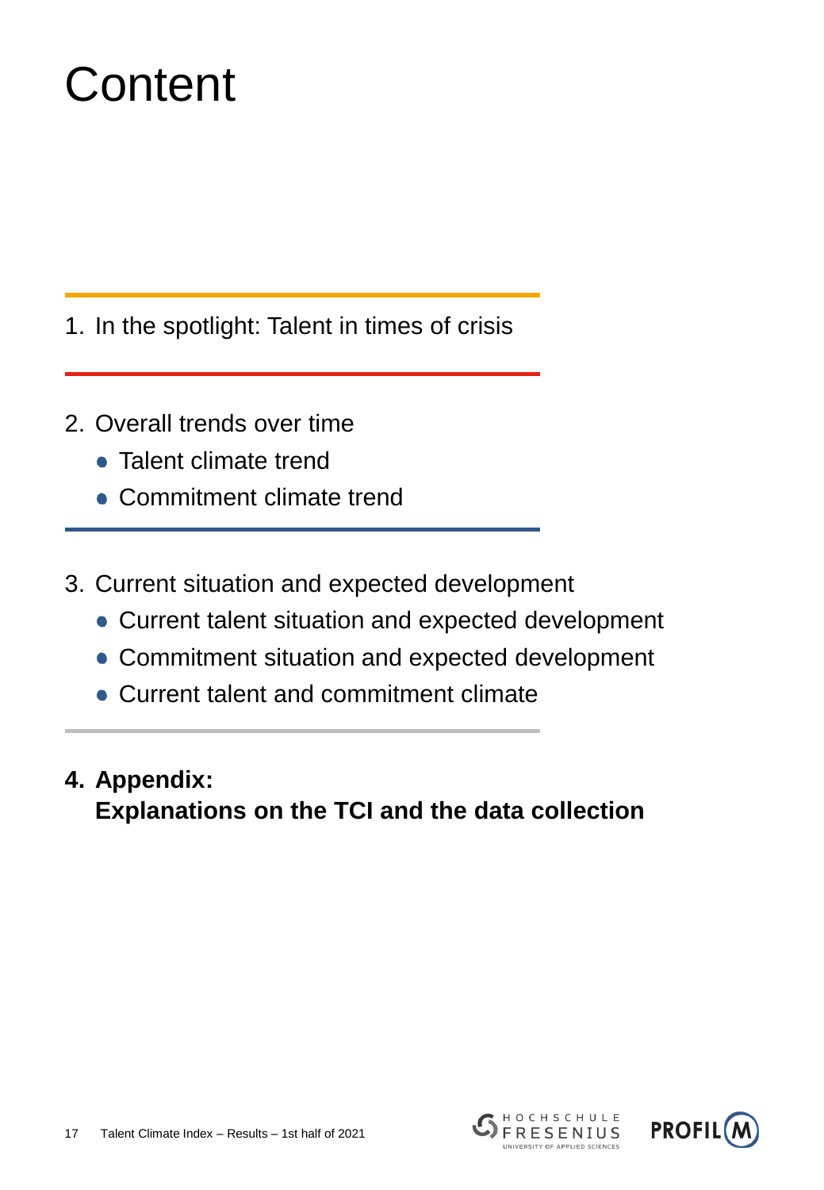# Content

1. In the spotlight: Talent in times of crisis

2. Overall trends over time
   - Talent climate trend
   - Commitment climate trend

3. Current situation and expected development
   - Current talent situation and expected development
   - Commitment situation and expected development
   - Current talent and commitment climate

4. **Appendix: Explanations on the TCI and the data collection**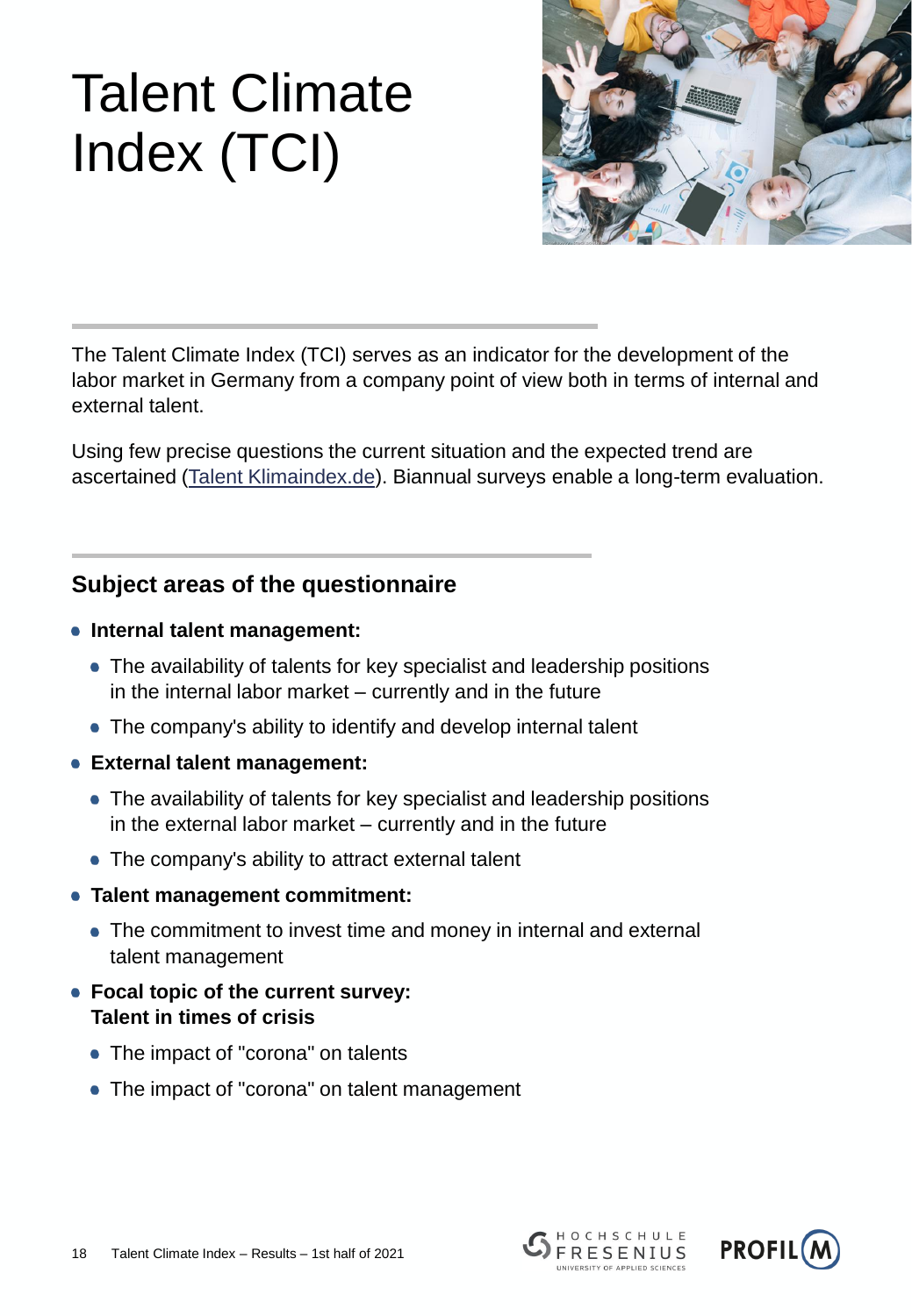# Talent Climate Index (TCI)

The Talent Climate Index (TCI) serves as an indicator for the development of the labor market in Germany from a company point of view both in terms of internal and external talent.

Using few precise questions the current situation and the expected trend are ascertained (Talent Klimaindex.de). Biannual surveys enable a long-term evaluation.

## Subject areas of the questionnaire

- **Internal talent management:**
  - The availability of talents for key specialist and leadership positions in the internal labor market – currently and in the future
  - The company's ability to identify and develop internal talent
- **External talent management:**
  - The availability of talents for key specialist and leadership positions in the external labor market – currently and in the future
  - The company's ability to attract external talent
- **Talent management commitment:**
  - The commitment to invest time and money in internal and external talent management
- **Focal topic of the current survey: Talent in times of crisis**
  - The impact of "corona" on talents
  - The impact of "corona" on talent management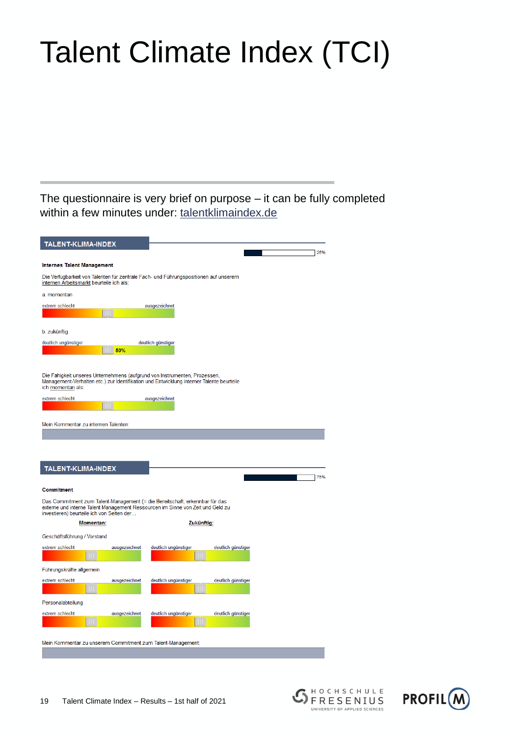# Talent Climate Index (TCI)

The questionnaire is very brief on purpose – it can be fully completed within a few minutes under: talentklimaindex.de

**TALENT-KLIMA-INDEX**

25%

**Internes Talent Management**

Die Verfügbarkeit von Talenten für zentrale Fach- und Führungspositionen auf unserem internen Arbeitsmarkt beurteile ich als:

a. momentan

extrem schlecht — ausgezeichnet

b. zukünftig

deutlich ungünstiger — deutlich günstiger

50%

Die Fähigkeit unseres Unternehmens (aufgrund von Instrumenten, Prozessen, Management-Verhalten etc.) zur Identifikation und Entwicklung interner Talente beurteile ich momentan als:

extrem schlecht — ausgezeichnet

Mein Kommentar zu internen Talenten:

**TALENT-KLIMA-INDEX**

75%

**Commitment**

Das Commitment zum Talent-Management (= die Bereitschaft, erkennbar für das externe und interne Talent Management Ressourcen im Sinne von Zeit und Geld zu investieren) beurteile ich von Seiten der…

| | **Momentan:** | **Zukünftig:** |
|---|---|---|
| Geschäftsführung / Vorstand | extrem schlecht — ausgezeichnet | deutlich ungünstiger — deutlich günstiger |
| Führungskräfte allgemein | extrem schlecht — ausgezeichnet | deutlich ungünstiger — deutlich günstiger |
| Personalabteilung | extrem schlecht — ausgezeichnet | deutlich ungünstiger — deutlich günstiger |

Mein Kommentar zu unserem Commitment zum Talent-Management: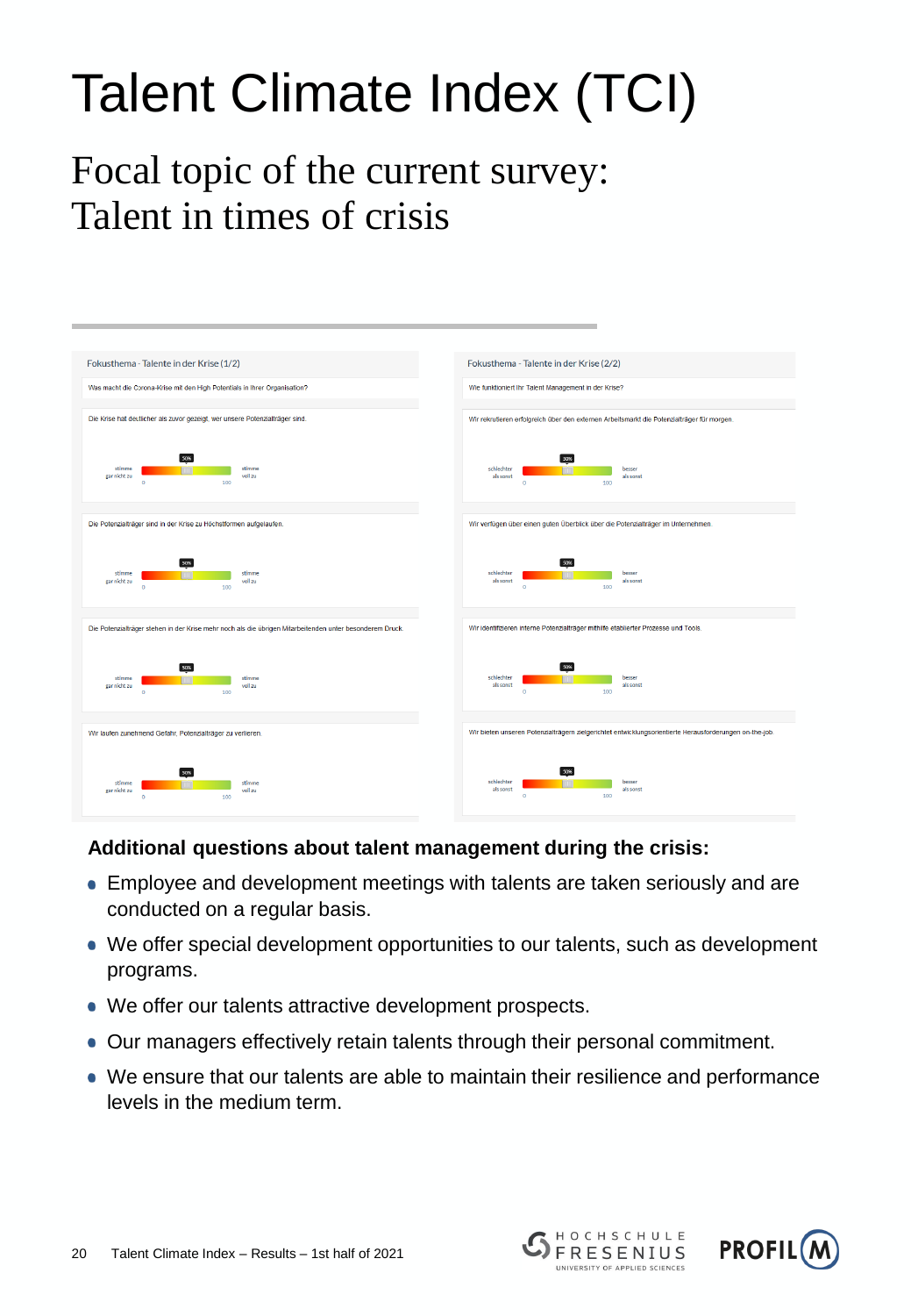# Talent Climate Index (TCI)

## Focal topic of the current survey: Talent in times of crisis

Fokusthema - Talente in der Krise (1/2)

Was macht die Corona-Krise mit den High Potentials in Ihrer Organisation?

Die Krise hat deutlicher als zuvor gezeigt, wer unsere Potenzialträger sind.

stimme gar nicht zu — 50% — stimme voll zu (0 – 100)

Die Potenzialträger sind in der Krise zu Höchstformen aufgelaufen.

stimme gar nicht zu — 50% — stimme voll zu (0 – 100)

Die Potenzialträger stehen in der Krise mehr noch als die übrigen Mitarbeitenden unter besonderem Druck.

stimme gar nicht zu — 50% — stimme voll zu (0 – 100)

Wir laufen zunehmend Gefahr, Potenzialträger zu verlieren.

stimme gar nicht zu — 50% — stimme voll zu (0 – 100)

Fokusthema - Talente in der Krise (2/2)

Wie funktioniert Ihr Talent Management in der Krise?

Wir rekrutieren erfolgreich über den externen Arbeitsmarkt die Potenzialträger für morgen.

schlechter als sonst — 50% — besser als sonst (0 – 100)

Wir verfügen über einen guten Überblick über die Potenzialträger im Unternehmen.

schlechter als sonst — 50% — besser als sonst (0 – 100)

Wir identifizieren interne Potenzialträger mithilfe etablierter Prozesse und Tools.

schlechter als sonst — 50% — besser als sonst (0 – 100)

Wir bieten unseren Potenzialträgern zielgerichtet entwicklungsorientierte Herausforderungen on-the-job.

schlechter als sonst — 50% — besser als sonst (0 – 100)

**Additional questions about talent management during the crisis:**

- Employee and development meetings with talents are taken seriously and are conducted on a regular basis.
- We offer special development opportunities to our talents, such as development programs.
- We offer our talents attractive development prospects.
- Our managers effectively retain talents through their personal commitment.
- We ensure that our talents are able to maintain their resilience and performance levels in the medium term.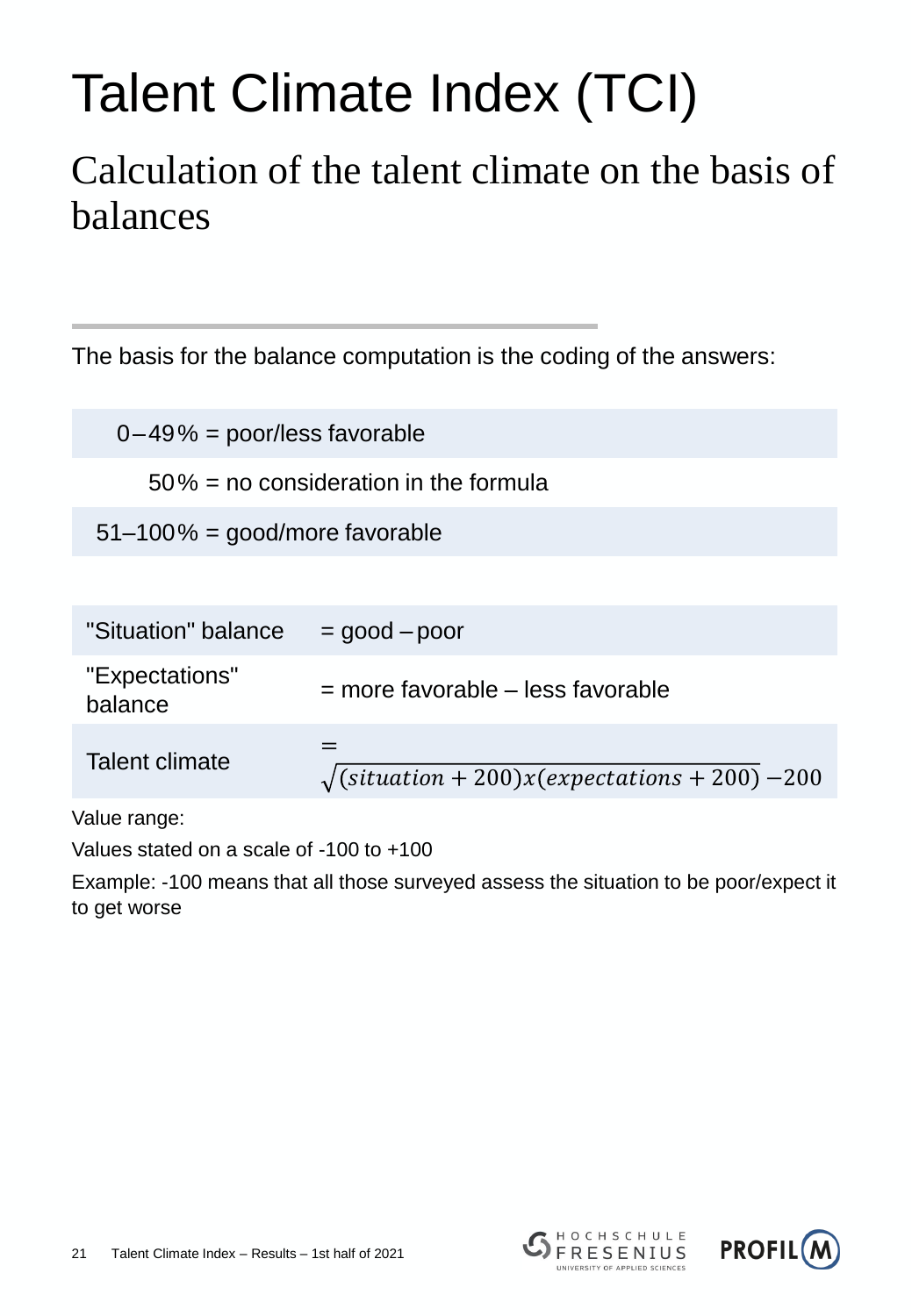# Talent Climate Index (TCI)

## Calculation of the talent climate on the basis of balances

The basis for the balance computation is the coding of the answers:

| | |
|---|---|
| 0–49 % | = poor/less favorable |
| 50 % | = no consideration in the formula |
| 51–100 % | = good/more favorable |

| | |
|---|---|
| "Situation" balance | = good – poor |
| "Expectations" balance | = more favorable – less favorable |
| Talent climate | $= \sqrt{(situation + 200)x(expectations + 200)} - 200$ |

Value range:

Values stated on a scale of -100 to +100

Example: -100 means that all those surveyed assess the situation to be poor/expect it to get worse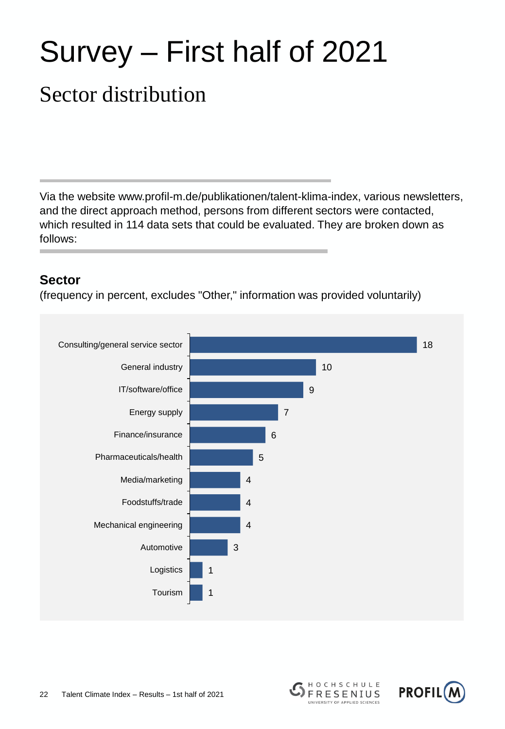# Survey – First half of 2021

## Sector distribution

Via the website www.profil-m.de/publikationen/talent-klima-index, various newsletters, and the direct approach method, persons from different sectors were contacted, which resulted in 114 data sets that could be evaluated. They are broken down as follows:

### Sector

(frequency in percent, excludes "Other," information was provided voluntarily)

| Sector | Percent |
|---|---|
| Consulting/general service sector | 18 |
| General industry | 10 |
| IT/software/office | 9 |
| Energy supply | 7 |
| Finance/insurance | 6 |
| Pharmaceuticals/health | 5 |
| Media/marketing | 4 |
| Foodstuffs/trade | 4 |
| Mechanical engineering | 4 |
| Automotive | 3 |
| Logistics | 1 |
| Tourism | 1 |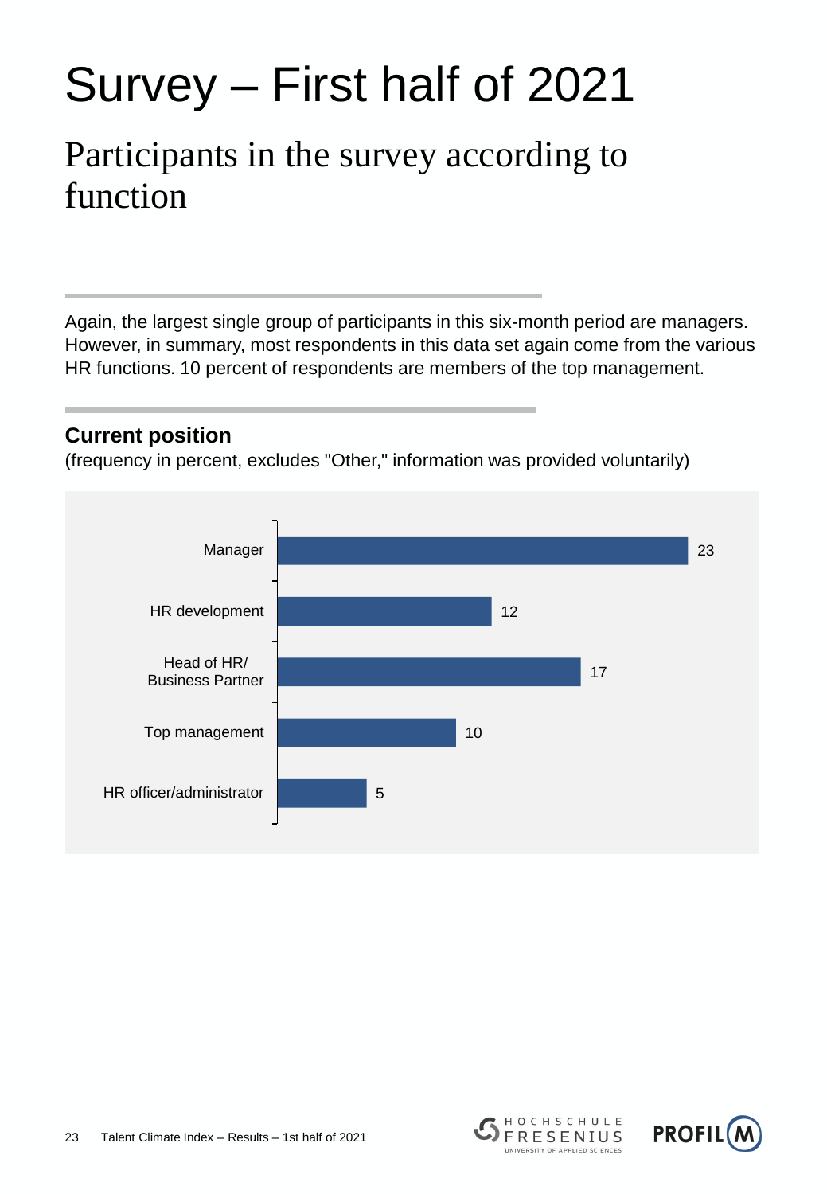# Survey – First half of 2021

## Participants in the survey according to function

Again, the largest single group of participants in this six-month period are managers. However, in summary, most respondents in this data set again come from the various HR functions. 10 percent of respondents are members of the top management.

### Current position

(frequency in percent, excludes "Other," information was provided voluntarily)

| Position | Percent |
|---|---|
| Manager | 23 |
| HR development | 12 |
| Head of HR/ Business Partner | 17 |
| Top management | 10 |
| HR officer/administrator | 5 |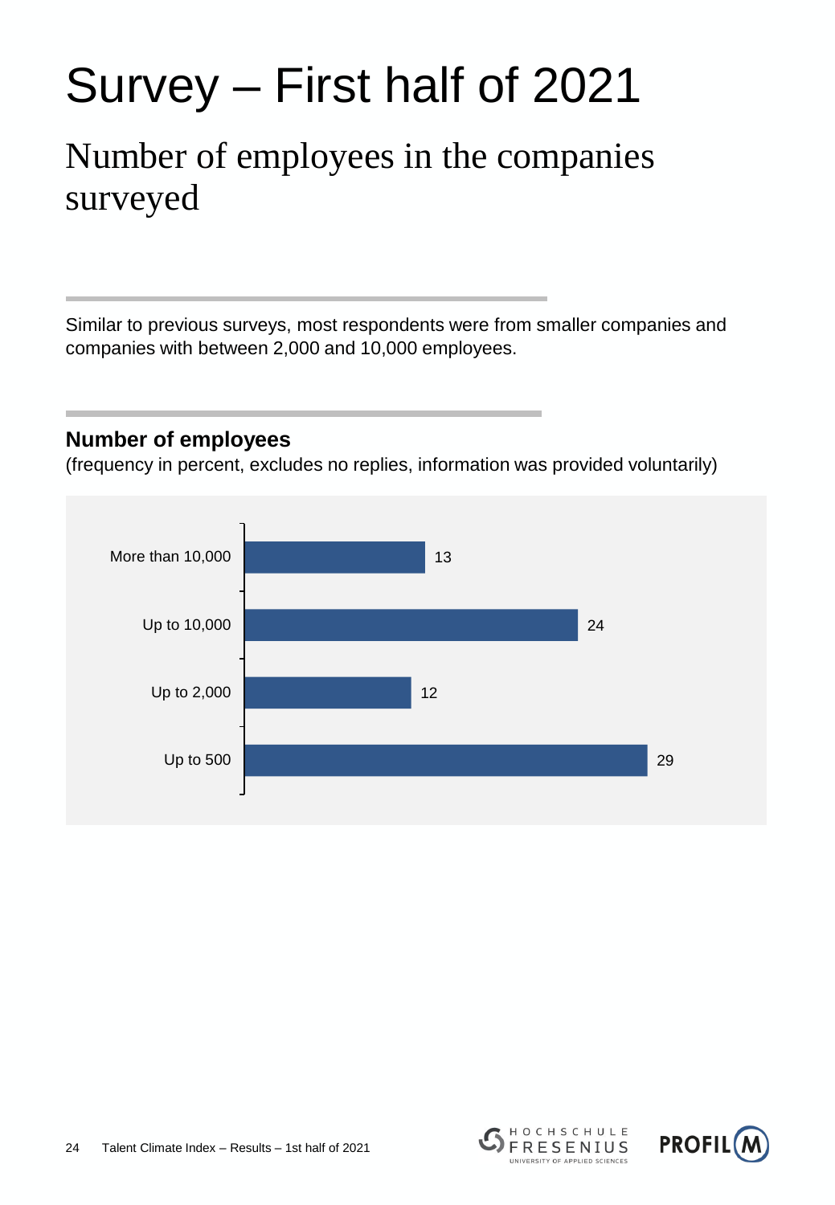# Survey – First half of 2021

## Number of employees in the companies surveyed

Similar to previous surveys, most respondents were from smaller companies and companies with between 2,000 and 10,000 employees.

### Number of employees

(frequency in percent, excludes no replies, information was provided voluntarily)

| Number of employees | Percent |
|---|---|
| More than 10,000 | 13 |
| Up to 10,000 | 24 |
| Up to 2,000 | 12 |
| Up to 500 | 29 |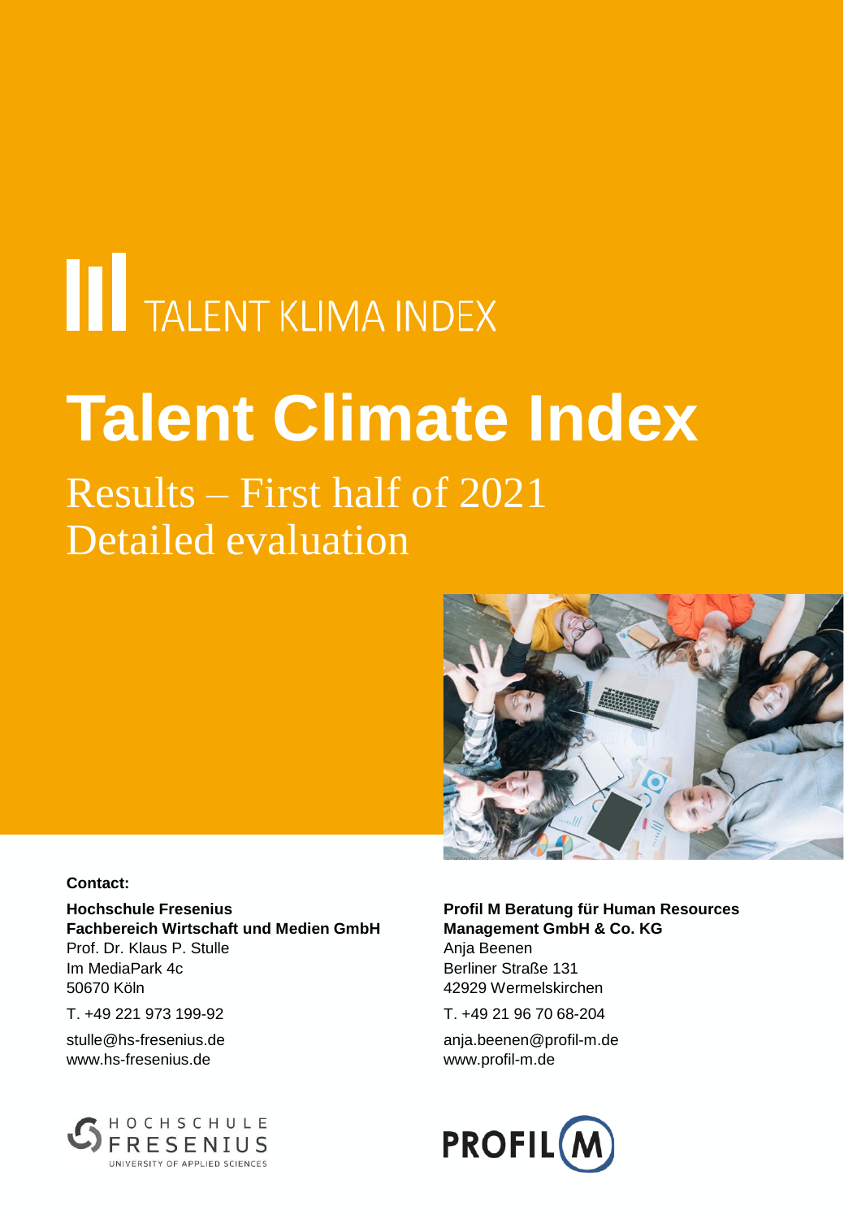TALENT KLIMA INDEX

# Talent Climate Index

## Results – First half of 2021
## Detailed evaluation

**Contact:**

**Hochschule Fresenius**
**Fachbereich Wirtschaft und Medien GmbH**
Prof. Dr. Klaus P. Stulle
Im MediaPark 4c
50670 Köln

T. +49 221 973 199-92

stulle@hs-fresenius.de
www.hs-fresenius.de

**Profil M Beratung für Human Resources Management GmbH & Co. KG**
Anja Beenen
Berliner Straße 131
42929 Wermelskirchen

T. +49 21 96 70 68-204

anja.beenen@profil-m.de
www.profil-m.de

HOCHSCHULE FRESENIUS
UNIVERSITY OF APPLIED SCIENCES

PROFIL M